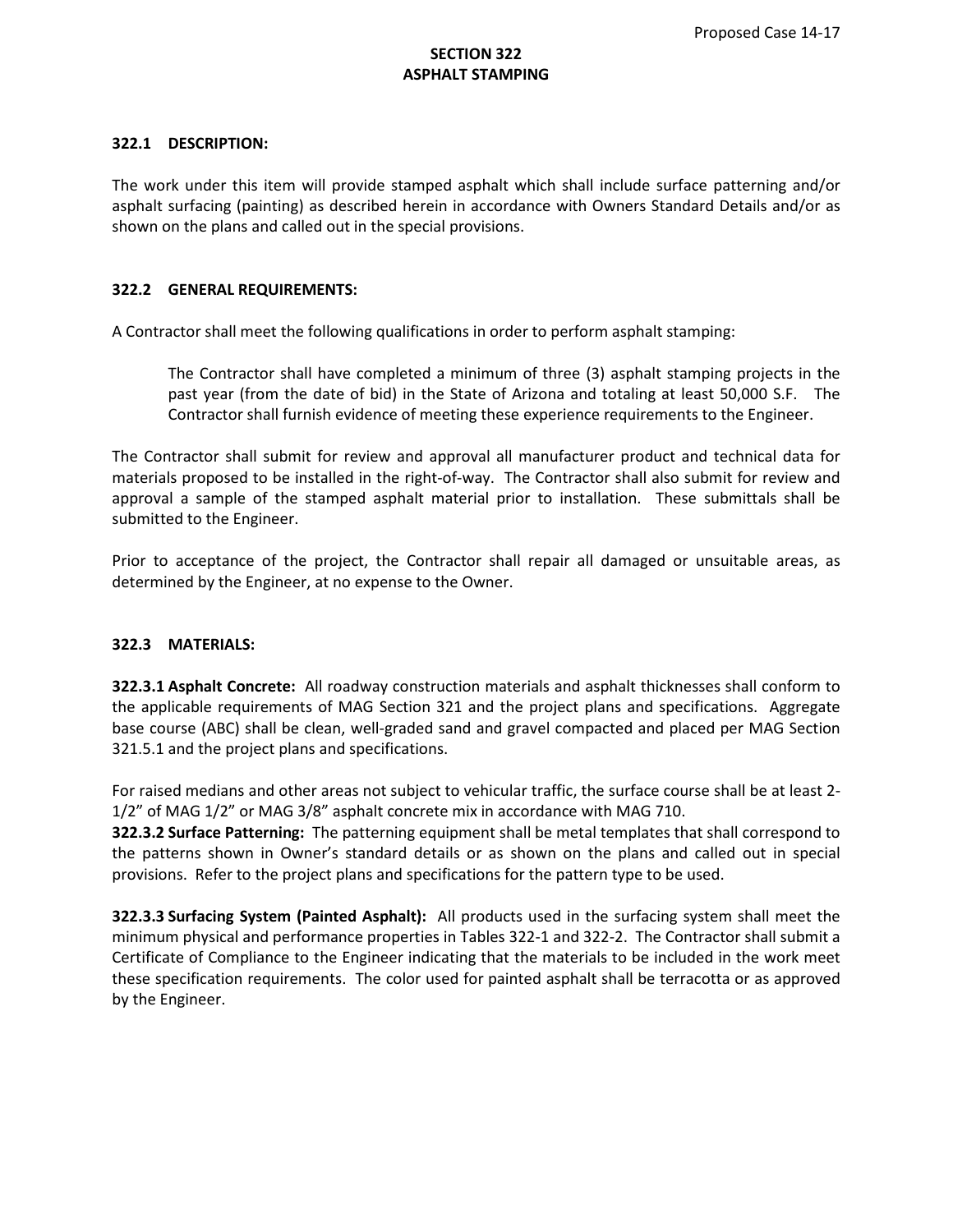# SECTION 322
# ASPHALT STAMPING

## 322.1 DESCRIPTION:

The work under this item will provide stamped asphalt which shall include surface patterning and/or asphalt surfacing (painting) as described herein in accordance with Owners Standard Details and/or as shown on the plans and called out in the special provisions.

## 322.2 GENERAL REQUIREMENTS:

A Contractor shall meet the following qualifications in order to perform asphalt stamping:

> The Contractor shall have completed a minimum of three (3) asphalt stamping projects in the past year (from the date of bid) in the State of Arizona and totaling at least 50,000 S.F. The Contractor shall furnish evidence of meeting these experience requirements to the Engineer.

The Contractor shall submit for review and approval all manufacturer product and technical data for materials proposed to be installed in the right-of-way. The Contractor shall also submit for review and approval a sample of the stamped asphalt material prior to installation. These submittals shall be submitted to the Engineer.

Prior to acceptance of the project, the Contractor shall repair all damaged or unsuitable areas, as determined by the Engineer, at no expense to the Owner.

## 322.3 MATERIALS:

**322.3.1 Asphalt Concrete:** All roadway construction materials and asphalt thicknesses shall conform to the applicable requirements of MAG Section 321 and the project plans and specifications. Aggregate base course (ABC) shall be clean, well-graded sand and gravel compacted and placed per MAG Section 321.5.1 and the project plans and specifications.

For raised medians and other areas not subject to vehicular traffic, the surface course shall be at least 2-1/2" of MAG 1/2" or MAG 3/8" asphalt concrete mix in accordance with MAG 710.

**322.3.2 Surface Patterning:** The patterning equipment shall be metal templates that shall correspond to the patterns shown in Owner's standard details or as shown on the plans and called out in special provisions. Refer to the project plans and specifications for the pattern type to be used.

**322.3.3 Surfacing System (Painted Asphalt):** All products used in the surfacing system shall meet the minimum physical and performance properties in Tables 322-1 and 322-2. The Contractor shall submit a Certificate of Compliance to the Engineer indicating that the materials to be included in the work meet these specification requirements. The color used for painted asphalt shall be terracotta or as approved by the Engineer.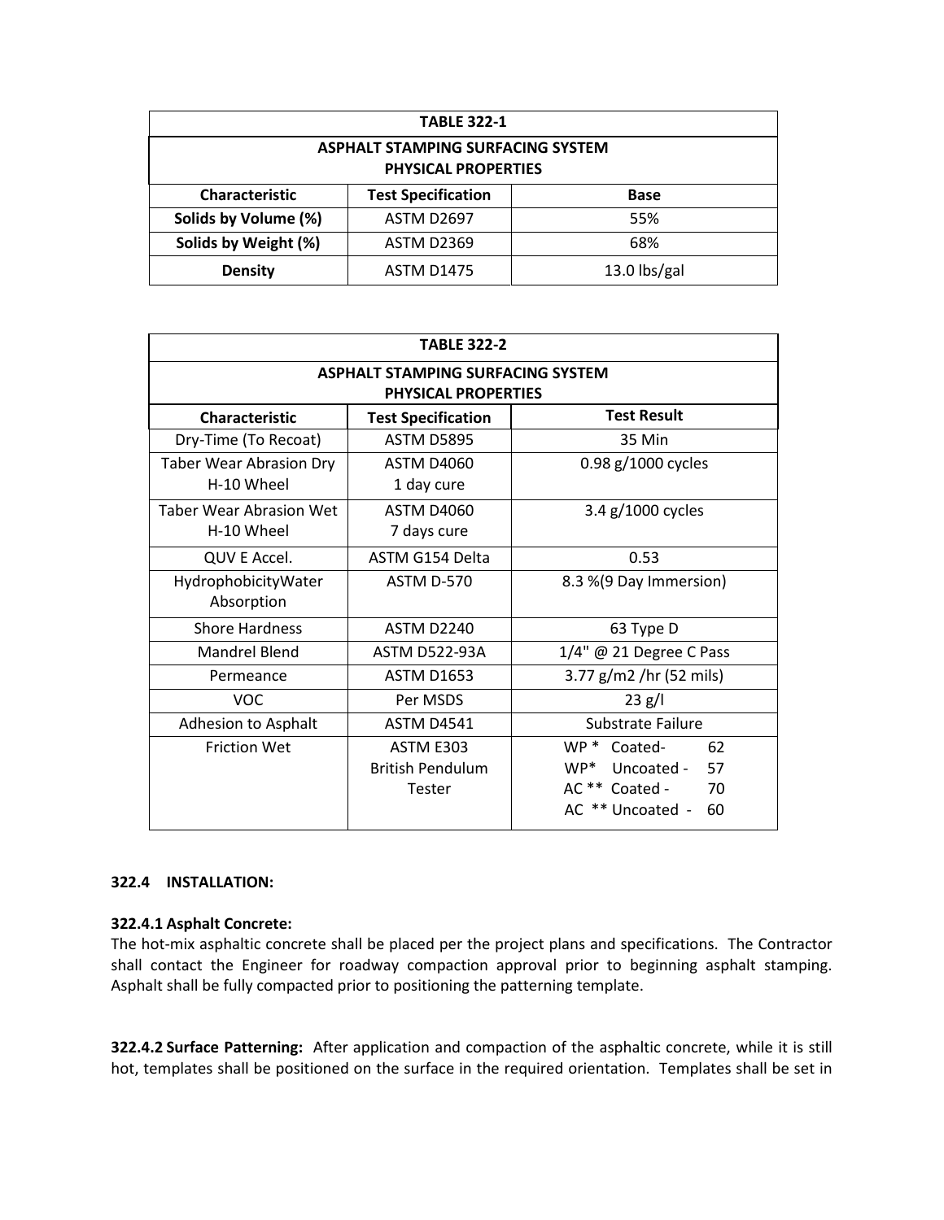| TABLE 322-1 | | |
|---|---|---|
| **ASPHALT STAMPING SURFACING SYSTEM PHYSICAL PROPERTIES** | | |
| **Characteristic** | **Test Specification** | **Base** |
| **Solids by Volume (%)** | ASTM D2697 | 55% |
| **Solids by Weight (%)** | ASTM D2369 | 68% |
| **Density** | ASTM D1475 | 13.0 lbs/gal |

| TABLE 322-2 | | |
|---|---|---|
| **ASPHALT STAMPING SURFACING SYSTEM PHYSICAL PROPERTIES** | | |
| **Characteristic** | **Test Specification** | **Test Result** |
| Dry-Time (To Recoat) | ASTM D5895 | 35 Min |
| Taber Wear Abrasion Dry H-10 Wheel | ASTM D4060 1 day cure | 0.98 g/1000 cycles |
| Taber Wear Abrasion Wet H-10 Wheel | ASTM D4060 7 days cure | 3.4 g/1000 cycles |
| QUV E Accel. | ASTM G154 Delta | 0.53 |
| HydrophobicityWater Absorption | ASTM D-570 | 8.3 %(9 Day Immersion) |
| Shore Hardness | ASTM D2240 | 63 Type D |
| Mandrel Blend | ASTM D522-93A | 1/4" @ 21 Degree C Pass |
| Permeance | ASTM D1653 | 3.77 g/m2 /hr (52 mils) |
| VOC | Per MSDS | 23 g/l |
| Adhesion to Asphalt | ASTM D4541 | Substrate Failure |
| Friction Wet | ASTM E303 British Pendulum Tester | WP * Coated- 62<br>WP* Uncoated - 57<br>AC ** Coated - 70<br>AC ** Uncoated - 60 |

**322.4 INSTALLATION:**

**322.4.1 Asphalt Concrete:**
The hot-mix asphaltic concrete shall be placed per the project plans and specifications. The Contractor shall contact the Engineer for roadway compaction approval prior to beginning asphalt stamping. Asphalt shall be fully compacted prior to positioning the patterning template.

**322.4.2 Surface Patterning:** After application and compaction of the asphaltic concrete, while it is still hot, templates shall be positioned on the surface in the required orientation. Templates shall be set in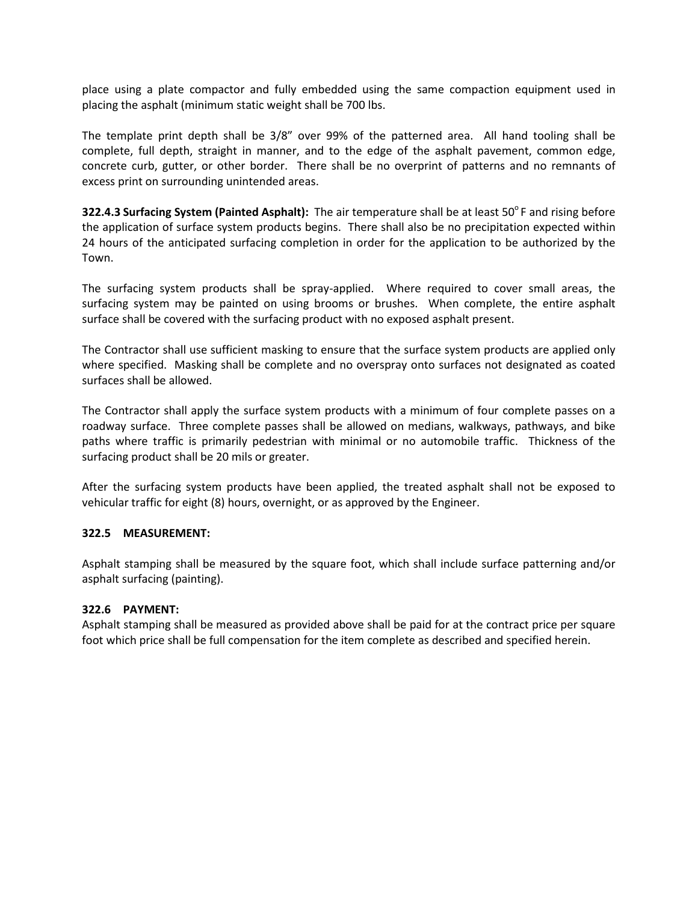place using a plate compactor and fully embedded using the same compaction equipment used in placing the asphalt (minimum static weight shall be 700 lbs.

The template print depth shall be 3/8” over 99% of the patterned area. All hand tooling shall be complete, full depth, straight in manner, and to the edge of the asphalt pavement, common edge, concrete curb, gutter, or other border. There shall be no overprint of patterns and no remnants of excess print on surrounding unintended areas.

**322.4.3 Surfacing System (Painted Asphalt):** The air temperature shall be at least 50° F and rising before the application of surface system products begins. There shall also be no precipitation expected within 24 hours of the anticipated surfacing completion in order for the application to be authorized by the Town.

The surfacing system products shall be spray-applied. Where required to cover small areas, the surfacing system may be painted on using brooms or brushes. When complete, the entire asphalt surface shall be covered with the surfacing product with no exposed asphalt present.

The Contractor shall use sufficient masking to ensure that the surface system products are applied only where specified. Masking shall be complete and no overspray onto surfaces not designated as coated surfaces shall be allowed.

The Contractor shall apply the surface system products with a minimum of four complete passes on a roadway surface. Three complete passes shall be allowed on medians, walkways, pathways, and bike paths where traffic is primarily pedestrian with minimal or no automobile traffic. Thickness of the surfacing product shall be 20 mils or greater.

After the surfacing system products have been applied, the treated asphalt shall not be exposed to vehicular traffic for eight (8) hours, overnight, or as approved by the Engineer.

### 322.5 MEASUREMENT:

Asphalt stamping shall be measured by the square foot, which shall include surface patterning and/or asphalt surfacing (painting).

### 322.6 PAYMENT:

Asphalt stamping shall be measured as provided above shall be paid for at the contract price per square foot which price shall be full compensation for the item complete as described and specified herein.